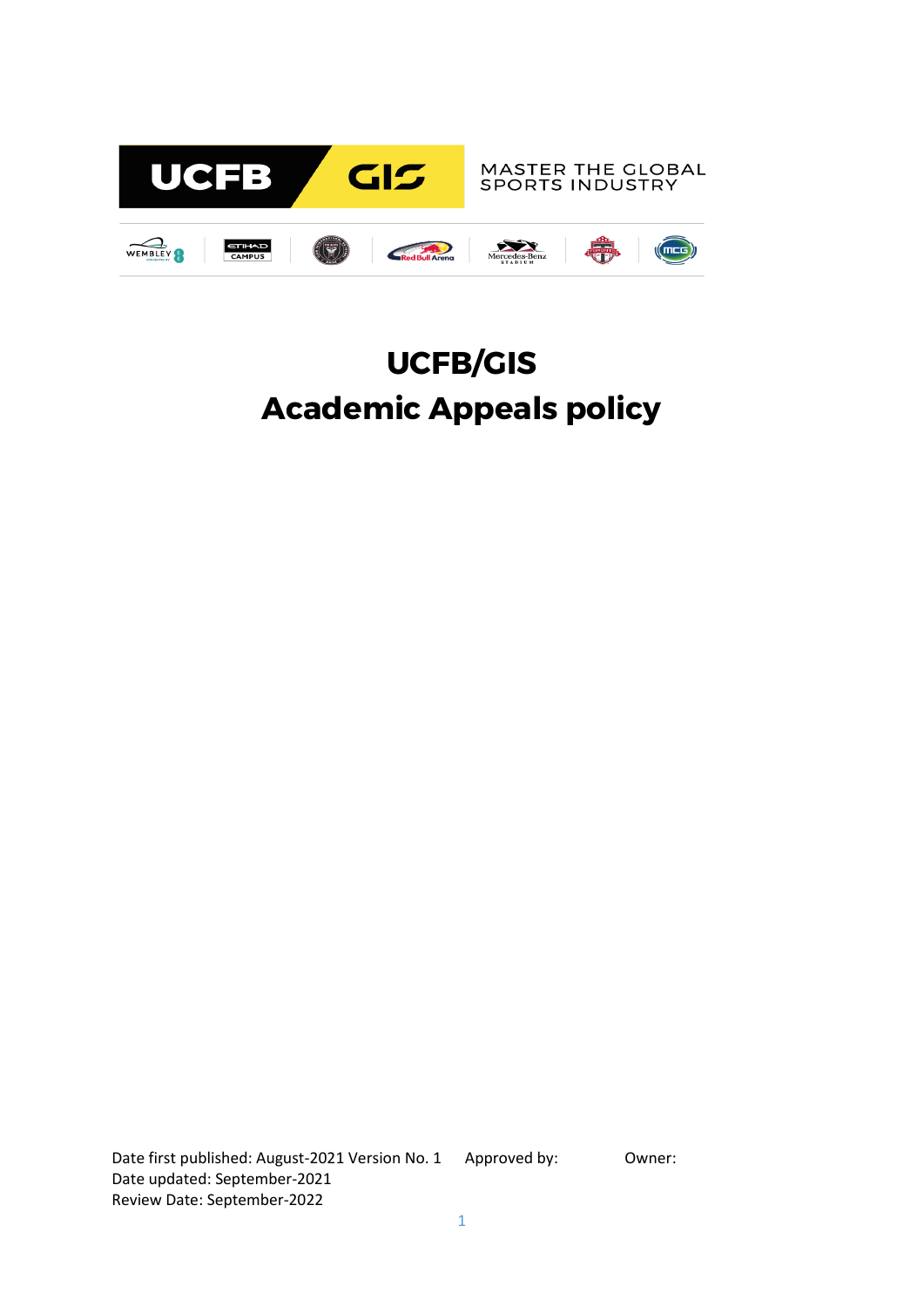UCFB GIS MASTER THE GLOBAL SPORTS INDUSTRY

# UCFB/GIS
# Academic Appeals policy

Date first published: August-2021 Version No. 1 Approved by: Owner:
Date updated: September-2021
Review Date: September-2022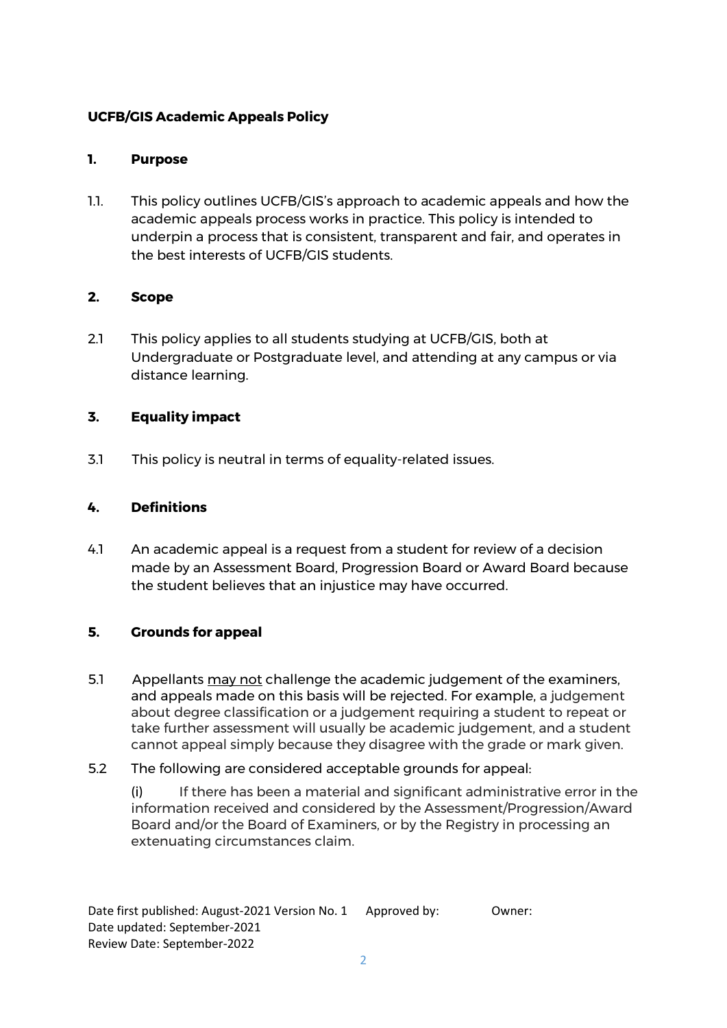**UCFB/GIS Academic Appeals Policy**

## 1. Purpose

1.1. This policy outlines UCFB/GIS's approach to academic appeals and how the academic appeals process works in practice. This policy is intended to underpin a process that is consistent, transparent and fair, and operates in the best interests of UCFB/GIS students.

## 2. Scope

2.1 This policy applies to all students studying at UCFB/GIS, both at Undergraduate or Postgraduate level, and attending at any campus or via distance learning.

## 3. Equality impact

3.1 This policy is neutral in terms of equality-related issues.

## 4. Definitions

4.1 An academic appeal is a request from a student for review of a decision made by an Assessment Board, Progression Board or Award Board because the student believes that an injustice may have occurred.

## 5. Grounds for appeal

5.1 Appellants <u>may not</u> challenge the academic judgement of the examiners, and appeals made on this basis will be rejected. For example, a judgement about degree classification or a judgement requiring a student to repeat or take further assessment will usually be academic judgement, and a student cannot appeal simply because they disagree with the grade or mark given.

5.2 The following are considered acceptable grounds for appeal:

(i) If there has been a material and significant administrative error in the information received and considered by the Assessment/Progression/Award Board and/or the Board of Examiners, or by the Registry in processing an extenuating circumstances claim.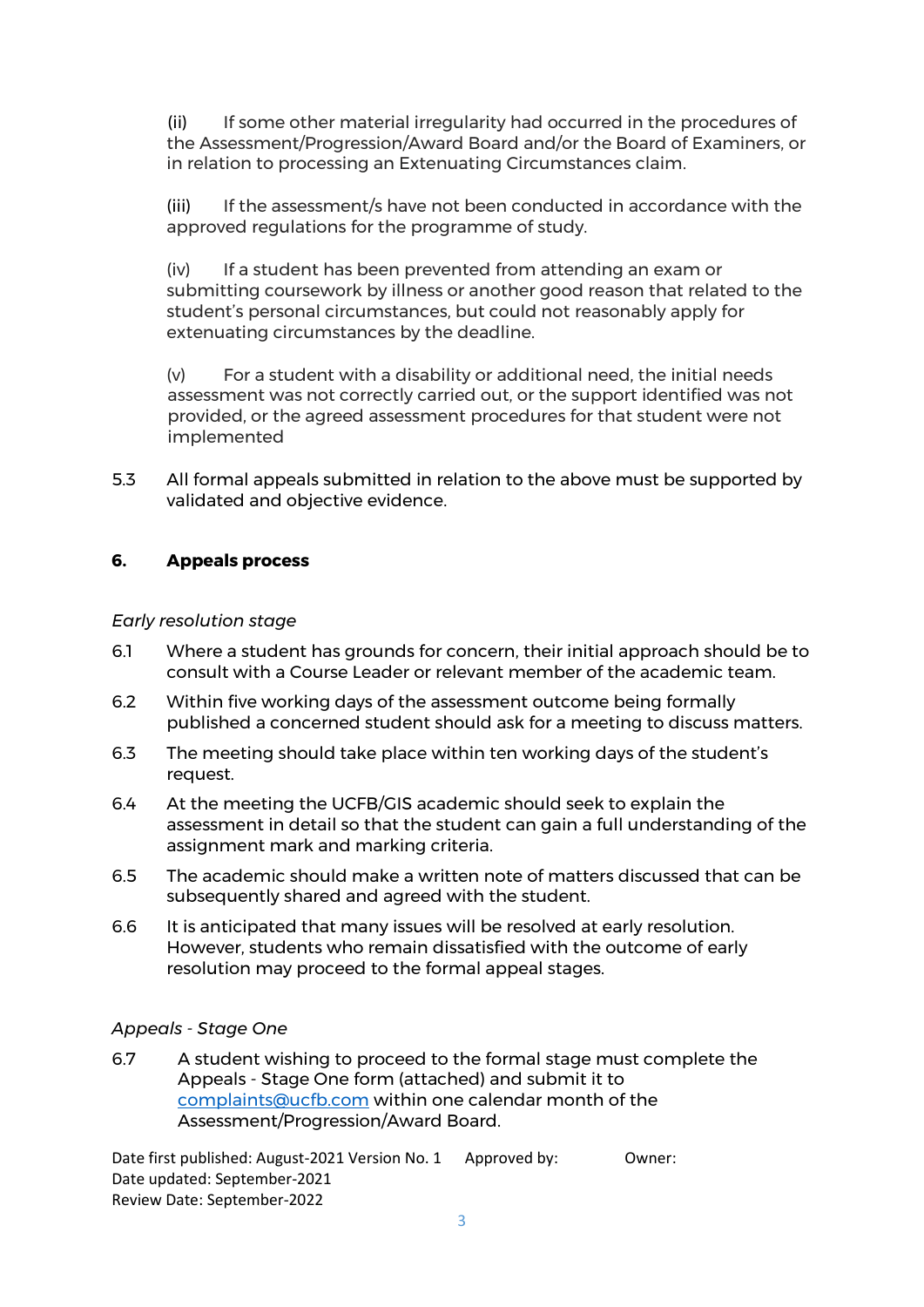(ii) If some other material irregularity had occurred in the procedures of the Assessment/Progression/Award Board and/or the Board of Examiners, or in relation to processing an Extenuating Circumstances claim.

(iii) If the assessment/s have not been conducted in accordance with the approved regulations for the programme of study.

(iv) If a student has been prevented from attending an exam or submitting coursework by illness or another good reason that related to the student's personal circumstances, but could not reasonably apply for extenuating circumstances by the deadline.

(v) For a student with a disability or additional need, the initial needs assessment was not correctly carried out, or the support identified was not provided, or the agreed assessment procedures for that student were not implemented

5.3 All formal appeals submitted in relation to the above must be supported by validated and objective evidence.

## 6. Appeals process

*Early resolution stage*

6.1 Where a student has grounds for concern, their initial approach should be to consult with a Course Leader or relevant member of the academic team.

6.2 Within five working days of the assessment outcome being formally published a concerned student should ask for a meeting to discuss matters.

6.3 The meeting should take place within ten working days of the student's request.

6.4 At the meeting the UCFB/GIS academic should seek to explain the assessment in detail so that the student can gain a full understanding of the assignment mark and marking criteria.

6.5 The academic should make a written note of matters discussed that can be subsequently shared and agreed with the student.

6.6 It is anticipated that many issues will be resolved at early resolution. However, students who remain dissatisfied with the outcome of early resolution may proceed to the formal appeal stages.

*Appeals - Stage One*

6.7 A student wishing to proceed to the formal stage must complete the Appeals - Stage One form (attached) and submit it to complaints@ucfb.com within one calendar month of the Assessment/Progression/Award Board.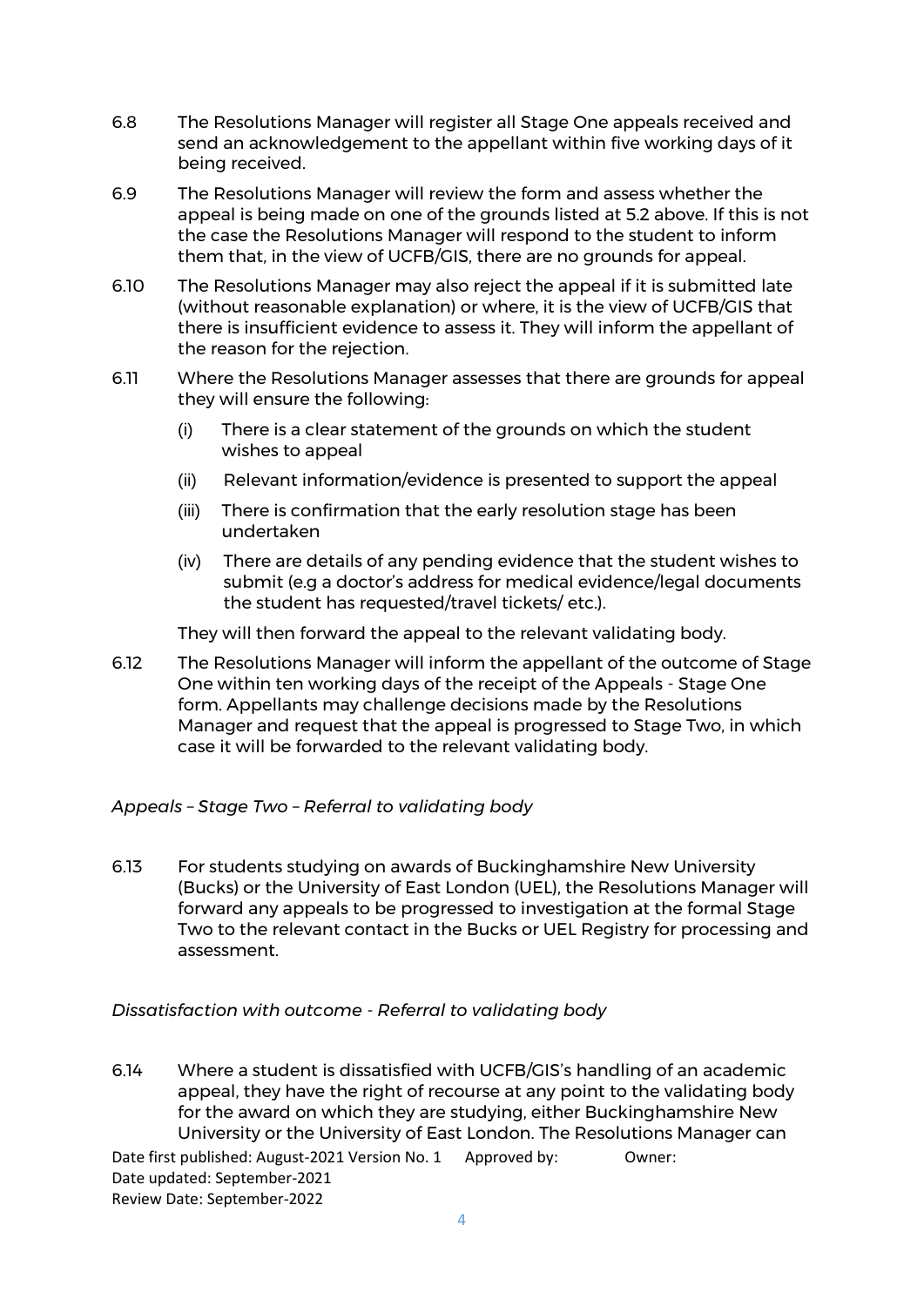6.8 The Resolutions Manager will register all Stage One appeals received and send an acknowledgement to the appellant within five working days of it being received.

6.9 The Resolutions Manager will review the form and assess whether the appeal is being made on one of the grounds listed at 5.2 above. If this is not the case the Resolutions Manager will respond to the student to inform them that, in the view of UCFB/GIS, there are no grounds for appeal.

6.10 The Resolutions Manager may also reject the appeal if it is submitted late (without reasonable explanation) or where, it is the view of UCFB/GIS that there is insufficient evidence to assess it. They will inform the appellant of the reason for the rejection.

6.11 Where the Resolutions Manager assesses that there are grounds for appeal they will ensure the following:

- (i) There is a clear statement of the grounds on which the student wishes to appeal
- (ii) Relevant information/evidence is presented to support the appeal
- (iii) There is confirmation that the early resolution stage has been undertaken
- (iv) There are details of any pending evidence that the student wishes to submit (e.g a doctor's address for medical evidence/legal documents the student has requested/travel tickets/ etc.).

They will then forward the appeal to the relevant validating body.

6.12 The Resolutions Manager will inform the appellant of the outcome of Stage One within ten working days of the receipt of the Appeals - Stage One form. Appellants may challenge decisions made by the Resolutions Manager and request that the appeal is progressed to Stage Two, in which case it will be forwarded to the relevant validating body.

*Appeals – Stage Two – Referral to validating body*

6.13 For students studying on awards of Buckinghamshire New University (Bucks) or the University of East London (UEL), the Resolutions Manager will forward any appeals to be progressed to investigation at the formal Stage Two to the relevant contact in the Bucks or UEL Registry for processing and assessment.

*Dissatisfaction with outcome - Referral to validating body*

6.14 Where a student is dissatisfied with UCFB/GIS's handling of an academic appeal, they have the right of recourse at any point to the validating body for the award on which they are studying, either Buckinghamshire New University or the University of East London. The Resolutions Manager can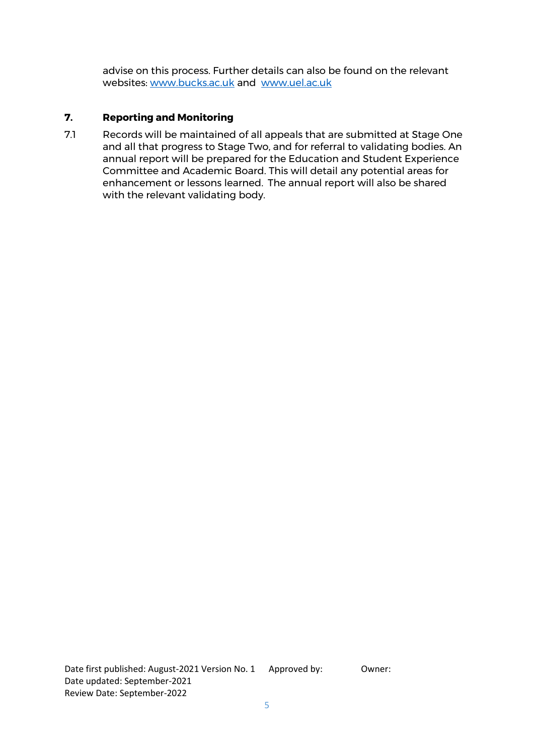advise on this process. Further details can also be found on the relevant websites: [www.bucks.ac.uk](http://www.bucks.ac.uk) and [www.uel.ac.uk](http://www.uel.ac.uk)

## 7. Reporting and Monitoring

7.1 Records will be maintained of all appeals that are submitted at Stage One and all that progress to Stage Two, and for referral to validating bodies. An annual report will be prepared for the Education and Student Experience Committee and Academic Board. This will detail any potential areas for enhancement or lessons learned. The annual report will also be shared with the relevant validating body.

Date first published: August-2021 Version No. 1 Approved by: Owner:
Date updated: September-2021
Review Date: September-2022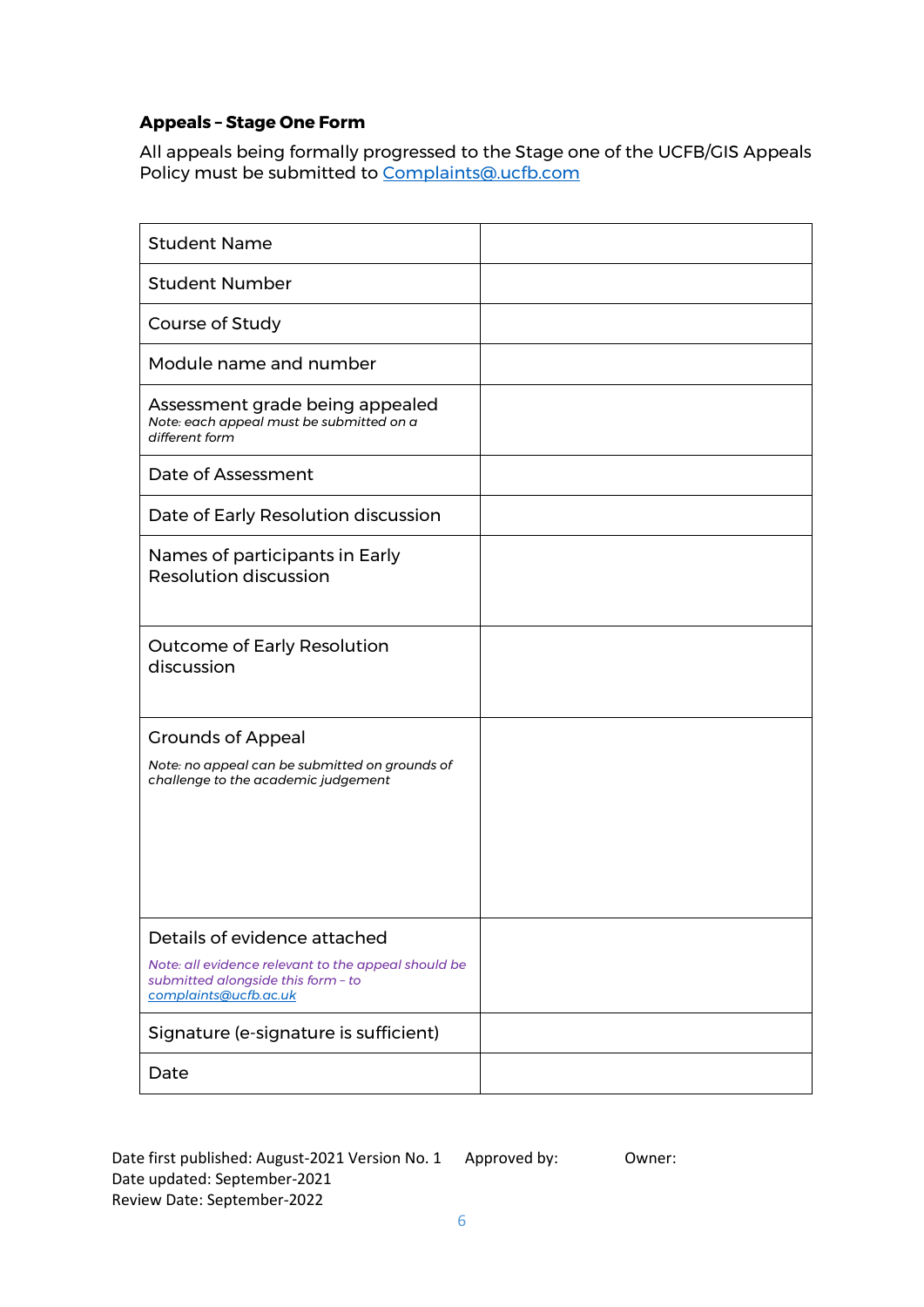**Appeals – Stage One Form**

All appeals being formally progressed to the Stage one of the UCFB/GIS Appeals Policy must be submitted to [Complaints@.ucfb.com](mailto:Complaints@.ucfb.com)

| | |
|---|---|
| Student Name | |
| Student Number | |
| Course of Study | |
| Module name and number | |
| Assessment grade being appealed<br>*Note: each appeal must be submitted on a different form* | |
| Date of Assessment | |
| Date of Early Resolution discussion | |
| Names of participants in Early Resolution discussion | |
| Outcome of Early Resolution discussion | |
| Grounds of Appeal<br>*Note: no appeal can be submitted on grounds of challenge to the academic judgement* | |
| Details of evidence attached<br>*Note: all evidence relevant to the appeal should be submitted alongside this form – to [complaints@ucfb.ac.uk](mailto:complaints@ucfb.ac.uk)* | |
| Signature (e-signature is sufficient) | |
| Date | |

Date first published: August-2021 Version No. 1 Approved by: Owner:
Date updated: September-2021
Review Date: September-2022